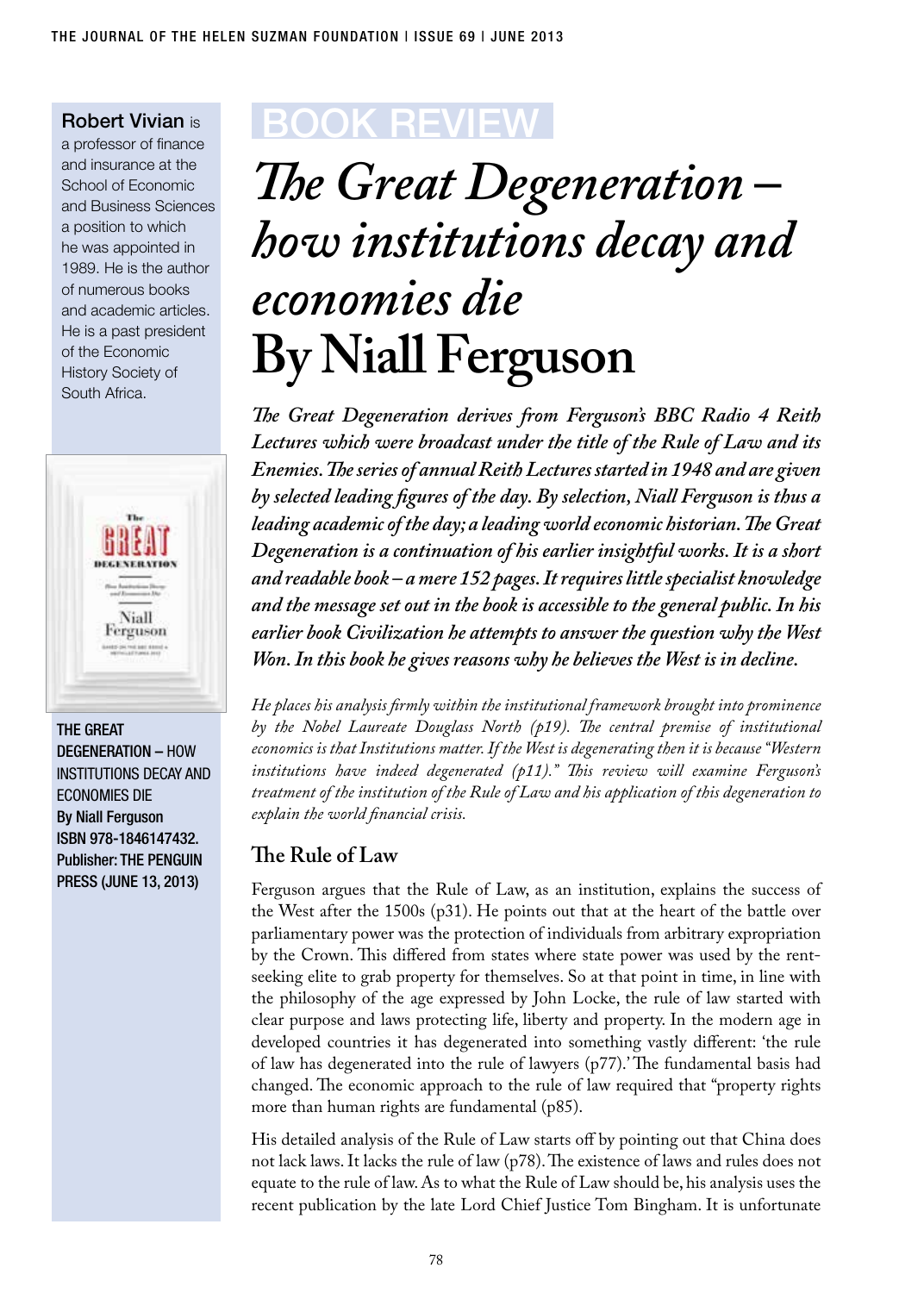**Robert Vivian** is a professor of finance and insurance at the School of Economic and Business Sciences a position to which he was appointed in 1989. He is the author of numerous books and academic articles. He is a past president of the Economic History Society of South Africa.

**THE GREAT DEGENERATION – HOW INSTITUTIONS DECAY AND ECONOMIES DIE**
**By Niall Ferguson**
**ISBN 978-1846147432.**
**Publisher: THE PENGUIN PRESS (JUNE 13, 2013)**

BOOK REVIEW

# *The Great Degeneration – how institutions decay and economies die*
# By Niall Ferguson

***The Great Degeneration derives from Ferguson's BBC Radio 4 Reith Lectures which were broadcast under the title of the Rule of Law and its Enemies. The series of annual Reith Lectures started in 1948 and are given by selected leading figures of the day. By selection, Niall Ferguson is thus a leading academic of the day; a leading world economic historian. The Great Degeneration is a continuation of his earlier insightful works. It is a short and readable book – a mere 152 pages. It requires little specialist knowledge and the message set out in the book is accessible to the general public. In his earlier book Civilization he attempts to answer the question why the West Won. In this book he gives reasons why he believes the West is in decline.***

*He places his analysis firmly within the institutional framework brought into prominence by the Nobel Laureate Douglass North (p19). The central premise of institutional economics is that Institutions matter. If the West is degenerating then it is because "Western institutions have indeed degenerated (p11)." This review will examine Ferguson's treatment of the institution of the Rule of Law and his application of this degeneration to explain the world financial crisis.*

## The Rule of Law

Ferguson argues that the Rule of Law, as an institution, explains the success of the West after the 1500s (p31). He points out that at the heart of the battle over parliamentary power was the protection of individuals from arbitrary expropriation by the Crown. This differed from states where state power was used by the rent-seeking elite to grab property for themselves. So at that point in time, in line with the philosophy of the age expressed by John Locke, the rule of law started with clear purpose and laws protecting life, liberty and property. In the modern age in developed countries it has degenerated into something vastly different: 'the rule of law has degenerated into the rule of lawyers (p77).' The fundamental basis had changed. The economic approach to the rule of law required that "property rights more than human rights are fundamental (p85).

His detailed analysis of the Rule of Law starts off by pointing out that China does not lack laws. It lacks the rule of law (p78). The existence of laws and rules does not equate to the rule of law. As to what the Rule of Law should be, his analysis uses the recent publication by the late Lord Chief Justice Tom Bingham. It is unfortunate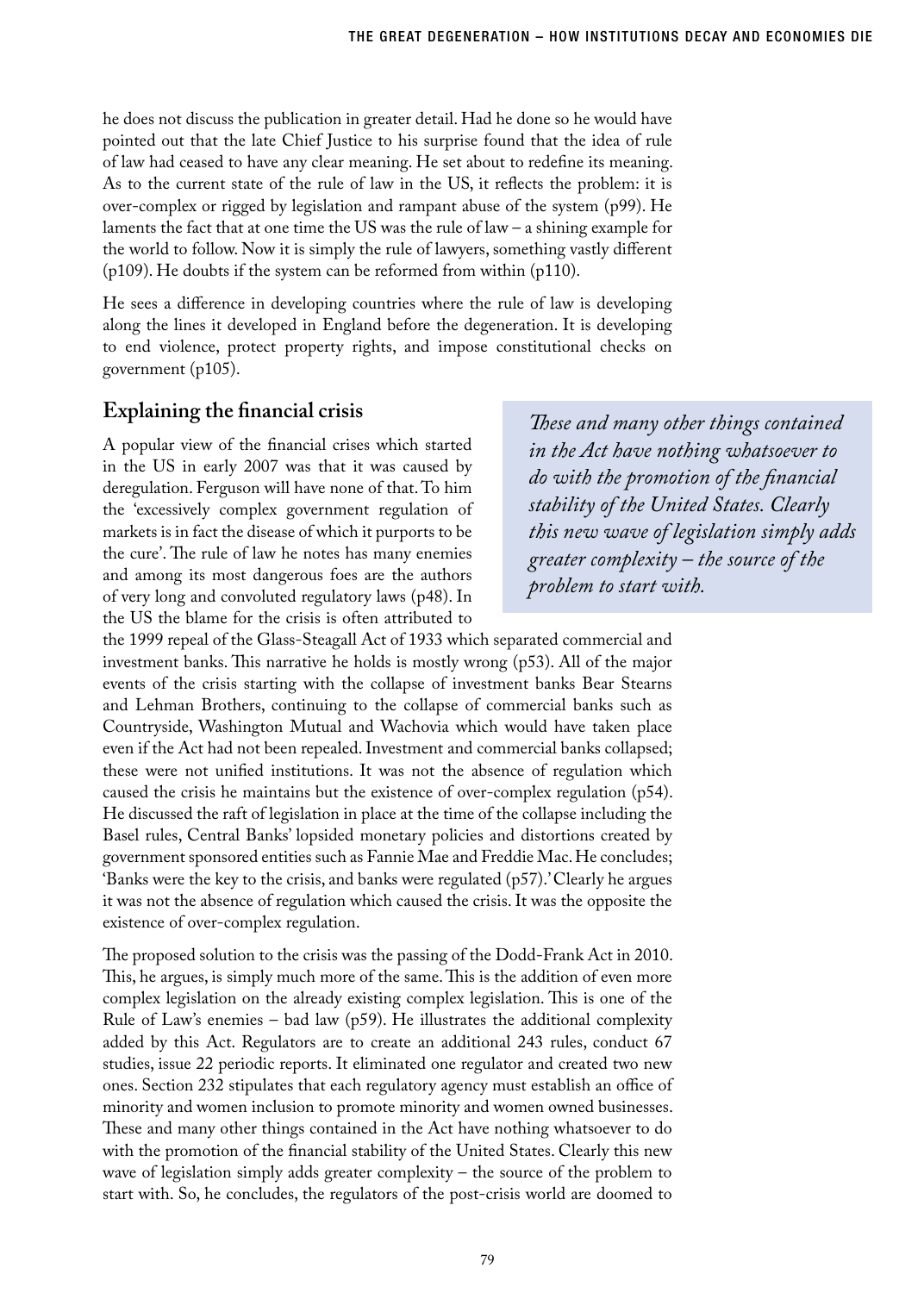he does not discuss the publication in greater detail. Had he done so he would have pointed out that the late Chief Justice to his surprise found that the idea of rule of law had ceased to have any clear meaning. He set about to redefine its meaning. As to the current state of the rule of law in the US, it reflects the problem: it is over-complex or rigged by legislation and rampant abuse of the system (p99). He laments the fact that at one time the US was the rule of law – a shining example for the world to follow. Now it is simply the rule of lawyers, something vastly different (p109). He doubts if the system can be reformed from within (p110).

He sees a difference in developing countries where the rule of law is developing along the lines it developed in England before the degeneration. It is developing to end violence, protect property rights, and impose constitutional checks on government (p105).

## Explaining the financial crisis

*These and many other things contained in the Act have nothing whatsoever to do with the promotion of the financial stability of the United States. Clearly this new wave of legislation simply adds greater complexity – the source of the problem to start with.*

A popular view of the financial crises which started in the US in early 2007 was that it was caused by deregulation. Ferguson will have none of that. To him the 'excessively complex government regulation of markets is in fact the disease of which it purports to be the cure'. The rule of law he notes has many enemies and among its most dangerous foes are the authors of very long and convoluted regulatory laws (p48). In the US the blame for the crisis is often attributed to the 1999 repeal of the Glass-Steagall Act of 1933 which separated commercial and investment banks. This narrative he holds is mostly wrong (p53). All of the major events of the crisis starting with the collapse of investment banks Bear Stearns and Lehman Brothers, continuing to the collapse of commercial banks such as Countryside, Washington Mutual and Wachovia which would have taken place even if the Act had not been repealed. Investment and commercial banks collapsed; these were not unified institutions. It was not the absence of regulation which caused the crisis he maintains but the existence of over-complex regulation (p54). He discussed the raft of legislation in place at the time of the collapse including the Basel rules, Central Banks' lopsided monetary policies and distortions created by government sponsored entities such as Fannie Mae and Freddie Mac. He concludes; 'Banks were the key to the crisis, and banks were regulated (p57).' Clearly he argues it was not the absence of regulation which caused the crisis. It was the opposite the existence of over-complex regulation.

The proposed solution to the crisis was the passing of the Dodd-Frank Act in 2010. This, he argues, is simply much more of the same. This is the addition of even more complex legislation on the already existing complex legislation. This is one of the Rule of Law's enemies – bad law (p59). He illustrates the additional complexity added by this Act. Regulators are to create an additional 243 rules, conduct 67 studies, issue 22 periodic reports. It eliminated one regulator and created two new ones. Section 232 stipulates that each regulatory agency must establish an office of minority and women inclusion to promote minority and women owned businesses. These and many other things contained in the Act have nothing whatsoever to do with the promotion of the financial stability of the United States. Clearly this new wave of legislation simply adds greater complexity – the source of the problem to start with. So, he concludes, the regulators of the post-crisis world are doomed to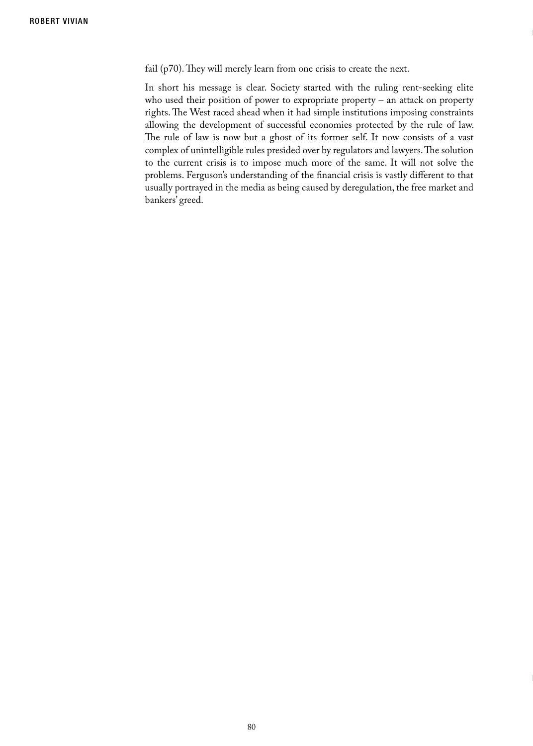fail (p70). They will merely learn from one crisis to create the next.

In short his message is clear. Society started with the ruling rent-seeking elite who used their position of power to expropriate property – an attack on property rights. The West raced ahead when it had simple institutions imposing constraints allowing the development of successful economies protected by the rule of law. The rule of law is now but a ghost of its former self. It now consists of a vast complex of unintelligible rules presided over by regulators and lawyers. The solution to the current crisis is to impose much more of the same. It will not solve the problems. Ferguson's understanding of the financial crisis is vastly different to that usually portrayed in the media as being caused by deregulation, the free market and bankers' greed.